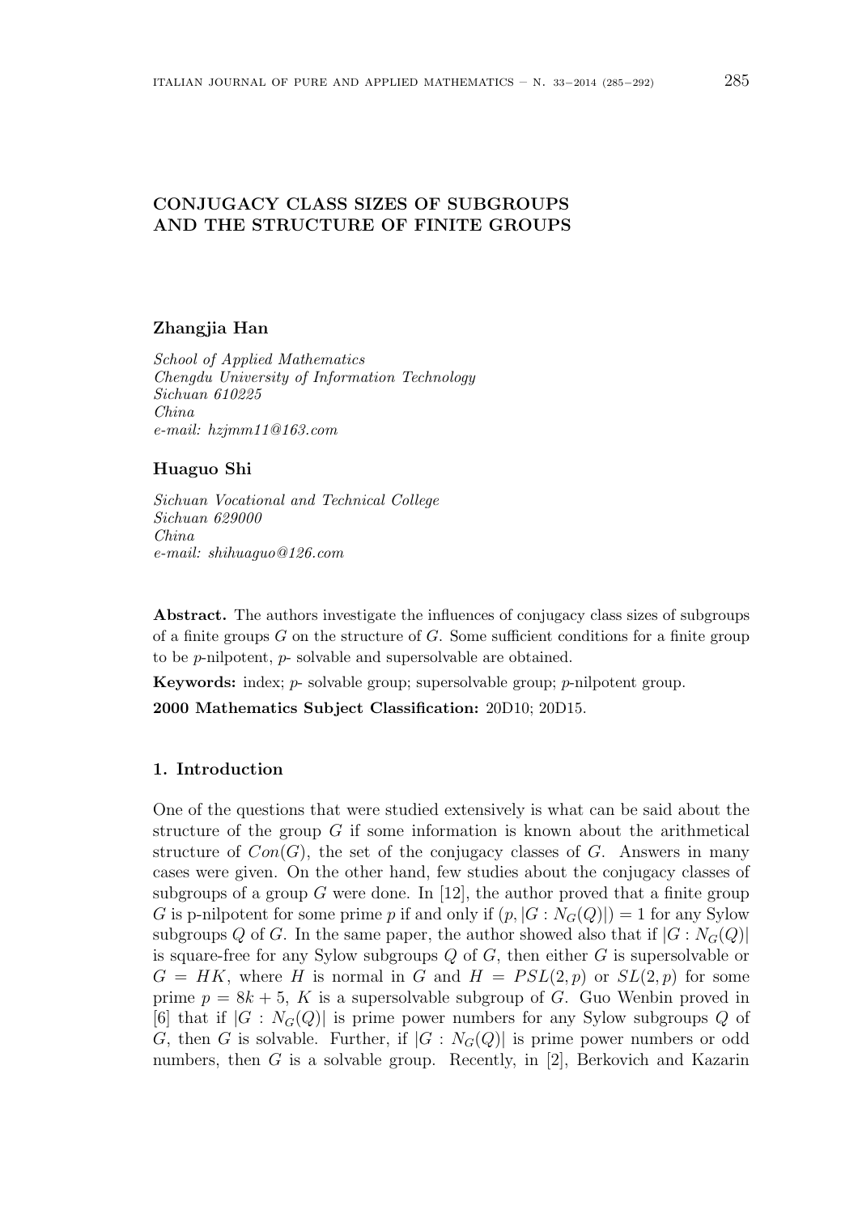# CONJUGACY CLASS SIZES OF SUBGROUPS AND THE STRUCTURE OF FINITE GROUPS

**Zhangjia Han**

*School of Applied Mathematics*
*Chengdu University of Information Technology*
*Sichuan 610225*
*China*
*e-mail: hzjmm11@163.com*

**Huaguo Shi**

*Sichuan Vocational and Technical College*
*Sichuan 629000*
*China*
*e-mail: shihuaguo@126.com*

**Abstract.** The authors investigate the influences of conjugacy class sizes of subgroups of a finite groups $G$ on the structure of $G$. Some sufficient conditions for a finite group to be $p$-nilpotent, $p$- solvable and supersolvable are obtained.

**Keywords:** index; $p$- solvable group; supersolvable group; $p$-nilpotent group.

**2000 Mathematics Subject Classification:** 20D10; 20D15.

## 1. Introduction

One of the questions that were studied extensively is what can be said about the structure of the group $G$ if some information is known about the arithmetical structure of $Con(G)$, the set of the conjugacy classes of $G$. Answers in many cases were given. On the other hand, few studies about the conjugacy classes of subgroups of a group $G$ were done. In [12], the author proved that a finite group $G$ is p-nilpotent for some prime $p$ if and only if $(p, |G : N_G(Q)|) = 1$ for any Sylow subgroups $Q$ of $G$. In the same paper, the author showed also that if $|G : N_G(Q)|$ is square-free for any Sylow subgroups $Q$ of $G$, then either $G$ is supersolvable or $G = HK$, where $H$ is normal in $G$ and $H = PSL(2, p)$ or $SL(2, p)$ for some prime $p = 8k + 5$, $K$ is a supersolvable subgroup of $G$. Guo Wenbin proved in [6] that if $|G : N_G(Q)|$ is prime power numbers for any Sylow subgroups $Q$ of $G$, then $G$ is solvable. Further, if $|G : N_G(Q)|$ is prime power numbers or odd numbers, then $G$ is a solvable group. Recently, in [2], Berkovich and Kazarin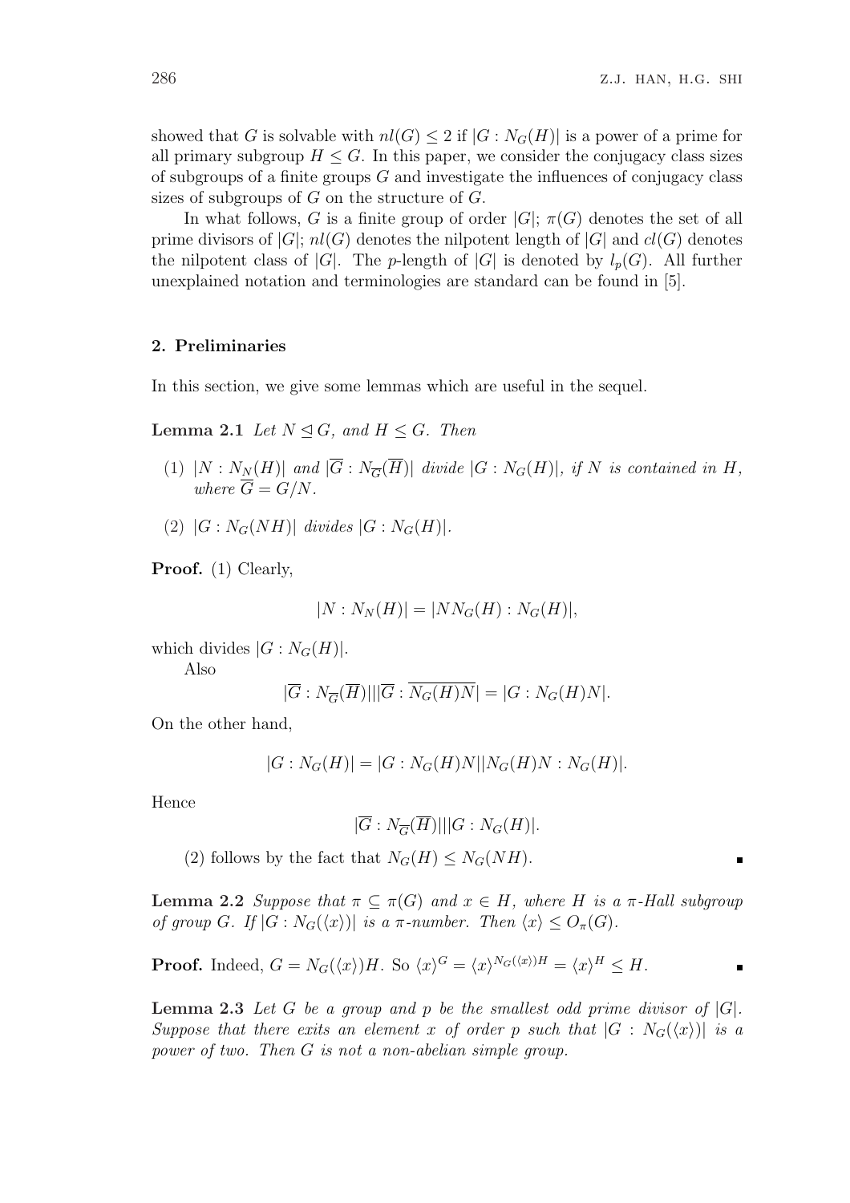showed that $G$ is solvable with $nl(G) \leq 2$ if $|G : N_G(H)|$ is a power of a prime for all primary subgroup $H \leq G$. In this paper, we consider the conjugacy class sizes of subgroups of a finite groups $G$ and investigate the influences of conjugacy class sizes of subgroups of $G$ on the structure of $G$.

In what follows, $G$ is a finite group of order $|G|$; $\pi(G)$ denotes the set of all prime divisors of $|G|$; $nl(G)$ denotes the nilpotent length of $|G|$ and $cl(G)$ denotes the nilpotent class of $|G|$. The $p$-length of $|G|$ is denoted by $l_p(G)$. All further unexplained notation and terminologies are standard can be found in [5].

## 2. Preliminaries

In this section, we give some lemmas which are useful in the sequel.

**Lemma 2.1** *Let $N \trianglelefteq G$, and $H \leq G$. Then*

(1) *$|N : N_N(H)|$ and $|\overline{G} : N_{\overline{G}}(\overline{H})|$ divide $|G : N_G(H)|$, if $N$ is contained in $H$, where $\overline{G} = G/N$.*

(2) *$|G : N_G(NH)|$ divides $|G : N_G(H)|$.*

**Proof.** (1) Clearly,

$$|N : N_N(H)| = |NN_G(H) : N_G(H)|,$$

which divides $|G : N_G(H)|$.

Also

$$|\overline{G} : N_{\overline{G}}(\overline{H})| \,|\, |\overline{G} : \overline{N_G(H)N}| = |G : N_G(H)N|.$$

On the other hand,

$$|G : N_G(H)| = |G : N_G(H)N||N_G(H)N : N_G(H)|.$$

Hence

$$|\overline{G} : N_{\overline{G}}(\overline{H})| \,|\, |G : N_G(H)|.$$

(2) follows by the fact that $N_G(H) \leq N_G(NH)$. ∎

**Lemma 2.2** *Suppose that $\pi \subseteq \pi(G)$ and $x \in H$, where $H$ is a $\pi$-Hall subgroup of group $G$. If $|G : N_G(\langle x \rangle)|$ is a $\pi$-number. Then $\langle x \rangle \leq O_\pi(G)$.*

**Proof.** Indeed, $G = N_G(\langle x \rangle)H$. So $\langle x \rangle^G = \langle x \rangle^{N_G(\langle x \rangle)H} = \langle x \rangle^H \leq H$. ∎

**Lemma 2.3** *Let $G$ be a group and $p$ be the smallest odd prime divisor of $|G|$. Suppose that there exits an element $x$ of order $p$ such that $|G : N_G(\langle x \rangle)|$ is a power of two. Then $G$ is not a non-abelian simple group.*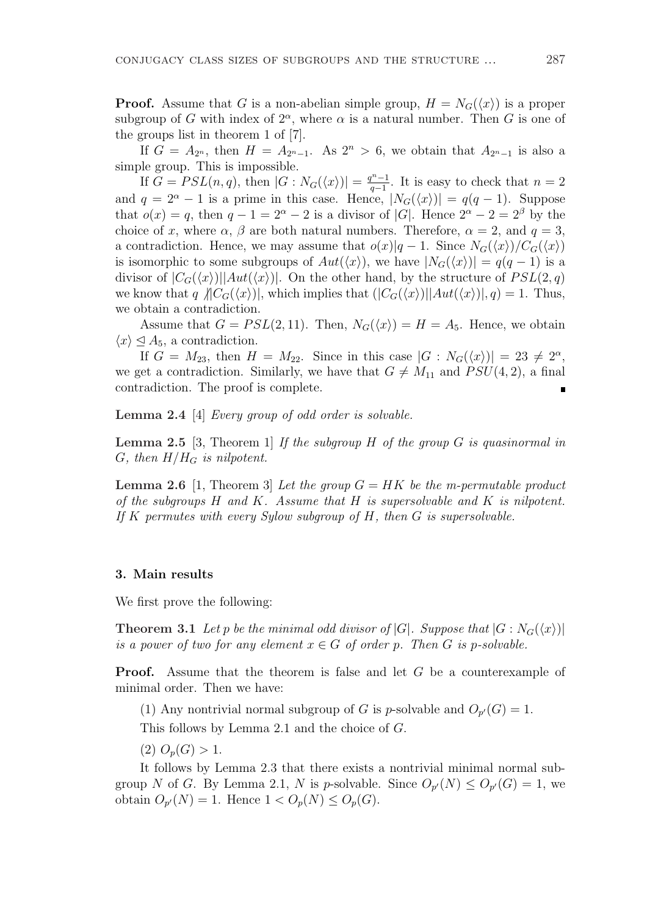**Proof.** Assume that $G$ is a non-abelian simple group, $H = N_G(\langle x\rangle)$ is a proper subgroup of $G$ with index of $2^\alpha$, where $\alpha$ is a natural number. Then $G$ is one of the groups list in theorem 1 of [7].

If $G = A_{2^n}$, then $H = A_{2^n-1}$. As $2^n > 6$, we obtain that $A_{2^n-1}$ is also a simple group. This is impossible.

If $G = PSL(n,q)$, then $|G : N_G(\langle x\rangle)| = \frac{q^n-1}{q-1}$. It is easy to check that $n = 2$ and $q = 2^\alpha - 1$ is a prime in this case. Hence, $|N_G(\langle x\rangle)| = q(q-1)$. Suppose that $o(x) = q$, then $q - 1 = 2^\alpha - 2$ is a divisor of $|G|$. Hence $2^\alpha - 2 = 2^\beta$ by the choice of $x$, where $\alpha$, $\beta$ are both natural numbers. Therefore, $\alpha = 2$, and $q = 3$, a contradiction. Hence, we may assume that $o(x)|q-1$. Since $N_G(\langle x\rangle)/C_G(\langle x\rangle)$ is isomorphic to some subgroups of $Aut(\langle x\rangle)$, we have $|N_G(\langle x\rangle)| = q(q-1)$ is a divisor of $|C_G(\langle x\rangle)||Aut(\langle x\rangle)|$. On the other hand, by the structure of $PSL(2,q)$ we know that $q \not| |C_G(\langle x\rangle)|$, which implies that $(|C_G(\langle x\rangle)||Aut(\langle x\rangle)|, q) = 1$. Thus, we obtain a contradiction.

Assume that $G = PSL(2,11)$. Then, $N_G(\langle x\rangle) = H = A_5$. Hence, we obtain $\langle x\rangle \trianglelefteq A_5$, a contradiction.

If $G = M_{23}$, then $H = M_{22}$. Since in this case $|G : N_G(\langle x\rangle)| = 23 \neq 2^\alpha$, we get a contradiction. Similarly, we have that $G \neq M_{11}$ and $PSU(4,2)$, a final contradiction. The proof is complete. ∎

**Lemma 2.4** [4] *Every group of odd order is solvable.*

**Lemma 2.5** [3, Theorem 1] *If the subgroup $H$ of the group $G$ is quasinormal in $G$, then $H/H_G$ is nilpotent.*

**Lemma 2.6** [1, Theorem 3] *Let the group $G = HK$ be the m-permutable product of the subgroups $H$ and $K$. Assume that $H$ is supersolvable and $K$ is nilpotent. If $K$ permutes with every Sylow subgroup of $H$, then $G$ is supersolvable.*

## 3. Main results

We first prove the following:

**Theorem 3.1** *Let $p$ be the minimal odd divisor of $|G|$. Suppose that $|G : N_G(\langle x\rangle)|$ is a power of two for any element $x \in G$ of order $p$. Then $G$ is $p$-solvable.*

**Proof.** Assume that the theorem is false and let $G$ be a counterexample of minimal order. Then we have:

(1) Any nontrivial normal subgroup of $G$ is $p$-solvable and $O_{p'}(G) = 1$.

This follows by Lemma 2.1 and the choice of $G$.

(2) $O_p(G) > 1$.

It follows by Lemma 2.3 that there exists a nontrivial minimal normal subgroup $N$ of $G$. By Lemma 2.1, $N$ is $p$-solvable. Since $O_{p'}(N) \leq O_{p'}(G) = 1$, we obtain $O_{p'}(N) = 1$. Hence $1 < O_p(N) \leq O_p(G)$.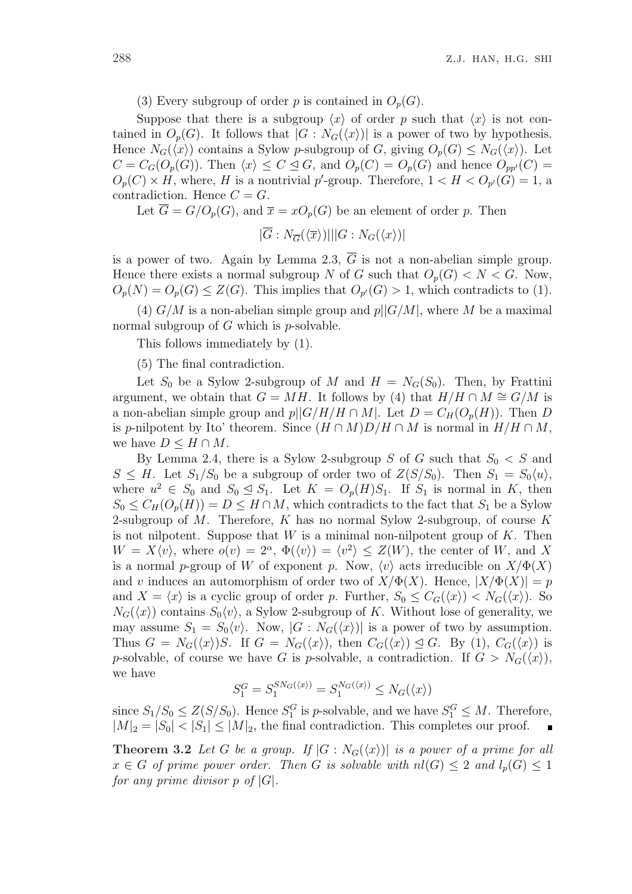(3) Every subgroup of order $p$ is contained in $O_p(G)$.

Suppose that there is a subgroup $\langle x\rangle$ of order $p$ such that $\langle x\rangle$ is not contained in $O_p(G)$. It follows that $|G : N_G(\langle x\rangle)|$ is a power of two by hypothesis. Hence $N_G(\langle x\rangle)$ contains a Sylow $p$-subgroup of $G$, giving $O_p(G) \leq N_G(\langle x\rangle)$. Let $C = C_G(O_p(G))$. Then $\langle x\rangle \leq C \trianglelefteq G$, and $O_p(C) = O_p(G)$ and hence $O_{pp'}(C) = O_p(C) \times H$, where, $H$ is a nontrivial $p'$-group. Therefore, $1 < H < O_{p'}(G) = 1$, a contradiction. Hence $C = G$.

Let $\overline{G} = G/O_p(G)$, and $\overline{x} = xO_p(G)$ be an element of order $p$. Then

$$|\overline{G} : N_{\overline{G}}(\langle\overline{x}\rangle)|\,|\,|G : N_G(\langle x\rangle)|$$

is a power of two. Again by Lemma 2.3, $\overline{G}$ is not a non-abelian simple group. Hence there exists a normal subgroup $N$ of $G$ such that $O_p(G) < N < G$. Now, $O_p(N) = O_p(G) \leq Z(G)$. This implies that $O_{p'}(G) > 1$, which contradicts to (1).

(4) $G/M$ is a non-abelian simple group and $p||G/M|$, where $M$ be a maximal normal subgroup of $G$ which is $p$-solvable.

This follows immediately by (1).

(5) The final contradiction.

Let $S_0$ be a Sylow 2-subgroup of $M$ and $H = N_G(S_0)$. Then, by Frattini argument, we obtain that $G = MH$. It follows by (4) that $H/H \cap M \cong G/M$ is a non-abelian simple group and $p||G/H/H \cap M|$. Let $D = C_H(O_p(H))$. Then $D$ is $p$-nilpotent by Ito' theorem. Since $(H \cap M)D/H \cap M$ is normal in $H/H \cap M$, we have $D \leq H \cap M$.

By Lemma 2.4, there is a Sylow 2-subgroup $S$ of $G$ such that $S_0 < S$ and $S \leq H$. Let $S_1/S_0$ be a subgroup of order two of $Z(S/S_0)$. Then $S_1 = S_0\langle u\rangle$, where $u^2 \in S_0$ and $S_0 \trianglelefteq S_1$. Let $K = O_p(H)S_1$. If $S_1$ is normal in $K$, then $S_0 \leq C_H(O_p(H)) = D \leq H \cap M$, which contradicts to the fact that $S_1$ be a Sylow 2-subgroup of $M$. Therefore, $K$ has no normal Sylow 2-subgroup, of course $K$ is not nilpotent. Suppose that $W$ is a minimal non-nilpotent group of $K$. Then $W = X\langle v\rangle$, where $o(v) = 2^\alpha$, $\Phi(\langle v\rangle) = \langle v^2\rangle \leq Z(W)$, the center of $W$, and $X$ is a normal $p$-group of $W$ of exponent $p$. Now, $\langle v\rangle$ acts irreducible on $X/\Phi(X)$ and $v$ induces an automorphism of order two of $X/\Phi(X)$. Hence, $|X/\Phi(X)| = p$ and $X = \langle x\rangle$ is a cyclic group of order $p$. Further, $S_0 \leq C_G(\langle x\rangle) < N_G(\langle x\rangle)$. So $N_G(\langle x\rangle)$ contains $S_0\langle v\rangle$, a Sylow 2-subgroup of $K$. Without lose of generality, we may assume $S_1 = S_0\langle v\rangle$. Now, $|G : N_G(\langle x\rangle)|$ is a power of two by assumption. Thus $G = N_G(\langle x\rangle)S$. If $G = N_G(\langle x\rangle)$, then $C_G(\langle x\rangle) \trianglelefteq G$. By (1), $C_G(\langle x\rangle)$ is $p$-solvable, of course we have $G$ is $p$-solvable, a contradiction. If $G > N_G(\langle x\rangle)$, we have

$$S_1^G = S_1^{SN_G(\langle x\rangle)} = S_1^{N_G(\langle x\rangle)} \leq N_G(\langle x\rangle)$$

since $S_1/S_0 \leq Z(S/S_0)$. Hence $S_1^G$ is $p$-solvable, and we have $S_1^G \leq M$. Therefore, $|M|_2 = |S_0| < |S_1| \leq |M|_2$, the final contradiction. This completes our proof. ∎

**Theorem 3.2** *Let $G$ be a group. If $|G : N_G(\langle x\rangle)|$ is a power of a prime for all $x \in G$ of prime power order. Then $G$ is solvable with $nl(G) \leq 2$ and $l_p(G) \leq 1$ for any prime divisor $p$ of $|G|$.*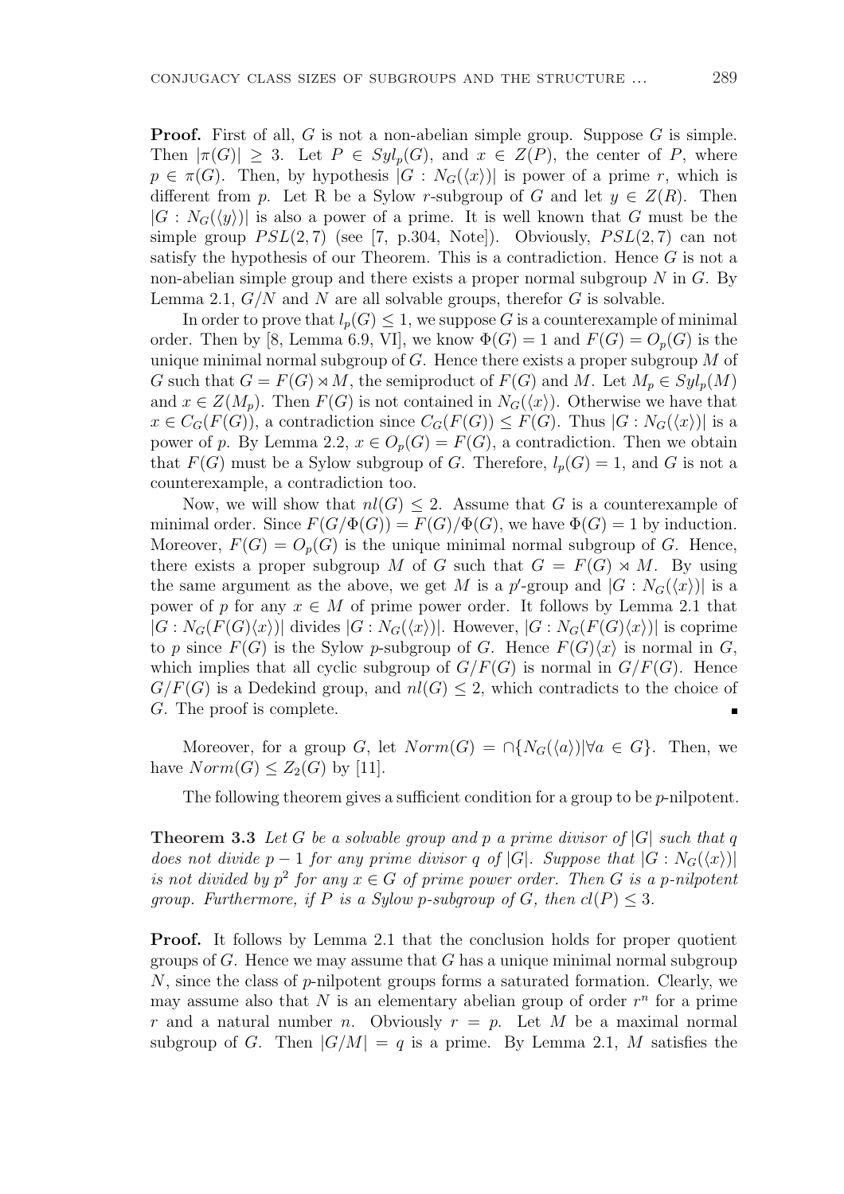**Proof.** First of all, $G$ is not a non-abelian simple group. Suppose $G$ is simple. Then $|\pi(G)| \geq 3$. Let $P \in Syl_p(G)$, and $x \in Z(P)$, the center of $P$, where $p \in \pi(G)$. Then, by hypothesis $|G : N_G(\langle x \rangle)|$ is power of a prime $r$, which is different from $p$. Let R be a Sylow $r$-subgroup of $G$ and let $y \in Z(R)$. Then $|G : N_G(\langle y \rangle)|$ is also a power of a prime. It is well known that $G$ must be the simple group $PSL(2, 7)$ (see [7, p.304, Note]). Obviously, $PSL(2, 7)$ can not satisfy the hypothesis of our Theorem. This is a contradiction. Hence $G$ is not a non-abelian simple group and there exists a proper normal subgroup $N$ in $G$. By Lemma 2.1, $G/N$ and $N$ are all solvable groups, therefor $G$ is solvable.

In order to prove that $l_p(G) \leq 1$, we suppose $G$ is a counterexample of minimal order. Then by [8, Lemma 6.9, VI], we know $\Phi(G) = 1$ and $F(G) = O_p(G)$ is the unique minimal normal subgroup of $G$. Hence there exists a proper subgroup $M$ of $G$ such that $G = F(G) \rtimes M$, the semiproduct of $F(G)$ and $M$. Let $M_p \in Syl_p(M)$ and $x \in Z(M_p)$. Then $F(G)$ is not contained in $N_G(\langle x \rangle)$. Otherwise we have that $x \in C_G(F(G))$, a contradiction since $C_G(F(G)) \leq F(G)$. Thus $|G : N_G(\langle x \rangle)|$ is a power of $p$. By Lemma 2.2, $x \in O_p(G) = F(G)$, a contradiction. Then we obtain that $F(G)$ must be a Sylow subgroup of $G$. Therefore, $l_p(G) = 1$, and $G$ is not a counterexample, a contradiction too.

Now, we will show that $nl(G) \leq 2$. Assume that $G$ is a counterexample of minimal order. Since $F(G/\Phi(G)) = F(G)/\Phi(G)$, we have $\Phi(G) = 1$ by induction. Moreover, $F(G) = O_p(G)$ is the unique minimal normal subgroup of $G$. Hence, there exists a proper subgroup $M$ of $G$ such that $G = F(G) \rtimes M$. By using the same argument as the above, we get $M$ is a $p'$-group and $|G : N_G(\langle x \rangle)|$ is a power of $p$ for any $x \in M$ of prime power order. It follows by Lemma 2.1 that $|G : N_G(F(G)\langle x \rangle)|$ divides $|G : N_G(\langle x \rangle)|$. However, $|G : N_G(F(G)\langle x \rangle)|$ is coprime to $p$ since $F(G)$ is the Sylow $p$-subgroup of $G$. Hence $F(G)\langle x \rangle$ is normal in $G$, which implies that all cyclic subgroup of $G/F(G)$ is normal in $G/F(G)$. Hence $G/F(G)$ is a Dedekind group, and $nl(G) \leq 2$, which contradicts to the choice of $G$. The proof is complete. ∎

Moreover, for a group $G$, let $Norm(G) = \cap\{N_G(\langle a \rangle) | \forall a \in G\}$. Then, we have $Norm(G) \leq Z_2(G)$ by [11].

The following theorem gives a sufficient condition for a group to be $p$-nilpotent.

**Theorem 3.3** *Let $G$ be a solvable group and $p$ a prime divisor of $|G|$ such that $q$ does not divide $p - 1$ for any prime divisor $q$ of $|G|$. Suppose that $|G : N_G(\langle x \rangle)|$ is not divided by $p^2$ for any $x \in G$ of prime power order. Then $G$ is a $p$-nilpotent group. Furthermore, if $P$ is a Sylow $p$-subgroup of $G$, then $cl(P) \leq 3$.*

**Proof.** It follows by Lemma 2.1 that the conclusion holds for proper quotient groups of $G$. Hence we may assume that $G$ has a unique minimal normal subgroup $N$, since the class of $p$-nilpotent groups forms a saturated formation. Clearly, we may assume also that $N$ is an elementary abelian group of order $r^n$ for a prime $r$ and a natural number $n$. Obviously $r = p$. Let $M$ be a maximal normal subgroup of $G$. Then $|G/M| = q$ is a prime. By Lemma 2.1, $M$ satisfies the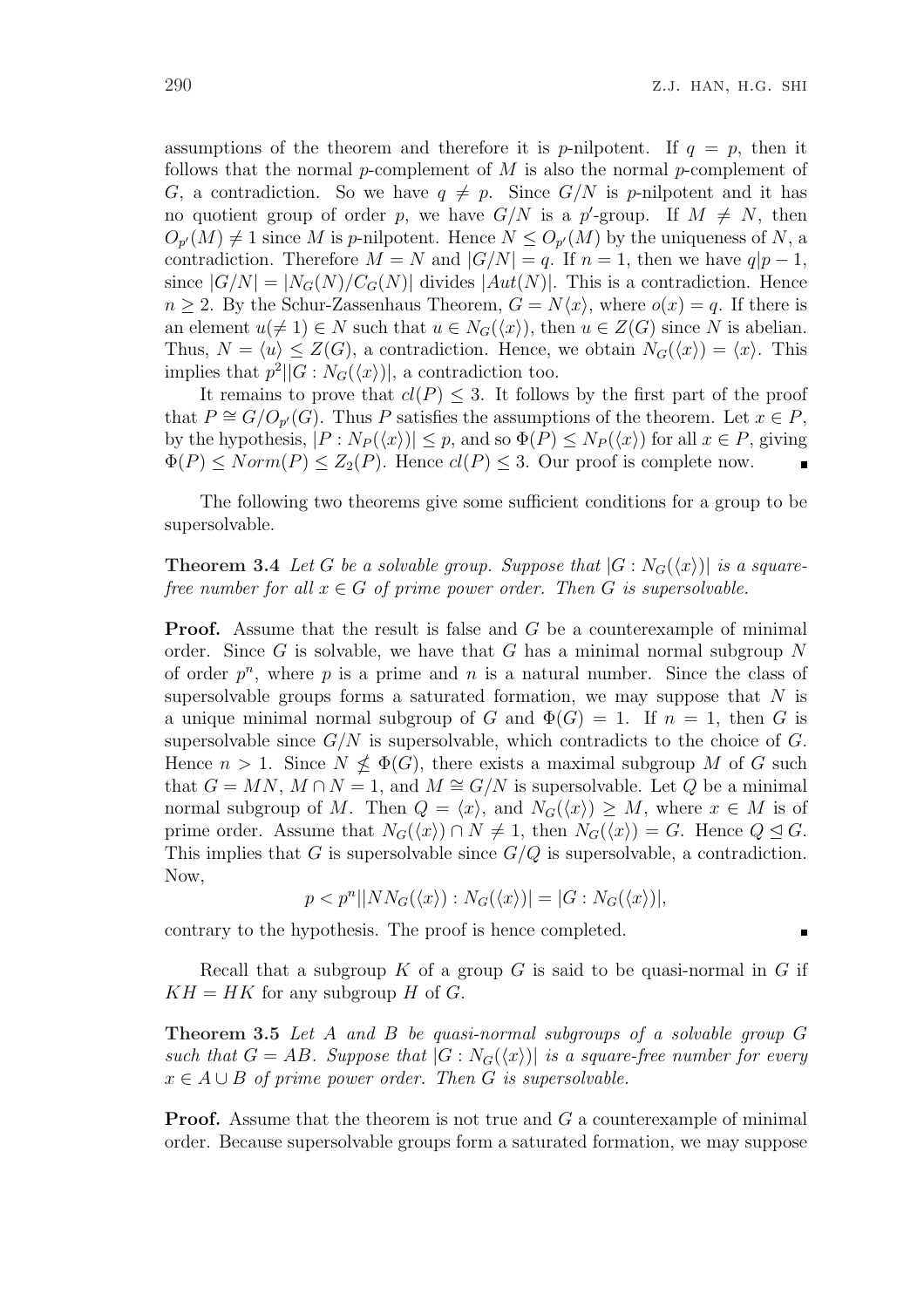assumptions of the theorem and therefore it is $p$-nilpotent. If $q = p$, then it follows that the normal $p$-complement of $M$ is also the normal $p$-complement of $G$, a contradiction. So we have $q \neq p$. Since $G/N$ is $p$-nilpotent and it has no quotient group of order $p$, we have $G/N$ is a $p'$-group. If $M \neq N$, then $O_{p'}(M) \neq 1$ since $M$ is $p$-nilpotent. Hence $N \leq O_{p'}(M)$ by the uniqueness of $N$, a contradiction. Therefore $M = N$ and $|G/N| = q$. If $n = 1$, then we have $q|p-1$, since $|G/N| = |N_G(N)/C_G(N)|$ divides $|Aut(N)|$. This is a contradiction. Hence $n \geq 2$. By the Schur-Zassenhaus Theorem, $G = N\langle x\rangle$, where $o(x) = q$. If there is an element $u(\neq 1) \in N$ such that $u \in N_G(\langle x\rangle)$, then $u \in Z(G)$ since $N$ is abelian. Thus, $N = \langle u\rangle \leq Z(G)$, a contradiction. Hence, we obtain $N_G(\langle x\rangle) = \langle x\rangle$. This implies that $p^2||G : N_G(\langle x\rangle)|$, a contradiction too.

It remains to prove that $cl(P) \leq 3$. It follows by the first part of the proof that $P \cong G/O_{p'}(G)$. Thus $P$ satisfies the assumptions of the theorem. Let $x \in P$, by the hypothesis, $|P : N_P(\langle x\rangle)| \leq p$, and so $\Phi(P) \leq N_P(\langle x\rangle)$ for all $x \in P$, giving $\Phi(P) \leq Norm(P) \leq Z_2(P)$. Hence $cl(P) \leq 3$. Our proof is complete now. ∎

The following two theorems give some sufficient conditions for a group to be supersolvable.

**Theorem 3.4** *Let $G$ be a solvable group. Suppose that $|G : N_G(\langle x\rangle)|$ is a square-free number for all $x \in G$ of prime power order. Then $G$ is supersolvable.*

**Proof.** Assume that the result is false and $G$ be a counterexample of minimal order. Since $G$ is solvable, we have that $G$ has a minimal normal subgroup $N$ of order $p^n$, where $p$ is a prime and $n$ is a natural number. Since the class of supersolvable groups forms a saturated formation, we may suppose that $N$ is a unique minimal normal subgroup of $G$ and $\Phi(G) = 1$. If $n = 1$, then $G$ is supersolvable since $G/N$ is supersolvable, which contradicts to the choice of $G$. Hence $n > 1$. Since $N \nleq \Phi(G)$, there exists a maximal subgroup $M$ of $G$ such that $G = MN$, $M \cap N = 1$, and $M \cong G/N$ is supersolvable. Let $Q$ be a minimal normal subgroup of $M$. Then $Q = \langle x\rangle$, and $N_G(\langle x\rangle) \geq M$, where $x \in M$ is of prime order. Assume that $N_G(\langle x\rangle) \cap N \neq 1$, then $N_G(\langle x\rangle) = G$. Hence $Q \trianglelefteq G$. This implies that $G$ is supersolvable since $G/Q$ is supersolvable, a contradiction. Now,

$$p < p^n||NN_G(\langle x\rangle) : N_G(\langle x\rangle)| = |G : N_G(\langle x\rangle)|,$$

contrary to the hypothesis. The proof is hence completed. ∎

Recall that a subgroup $K$ of a group $G$ is said to be quasi-normal in $G$ if $KH = HK$ for any subgroup $H$ of $G$.

**Theorem 3.5** *Let $A$ and $B$ be quasi-normal subgroups of a solvable group $G$ such that $G = AB$. Suppose that $|G : N_G(\langle x\rangle)|$ is a square-free number for every $x \in A \cup B$ of prime power order. Then $G$ is supersolvable.*

**Proof.** Assume that the theorem is not true and $G$ a counterexample of minimal order. Because supersolvable groups form a saturated formation, we may suppose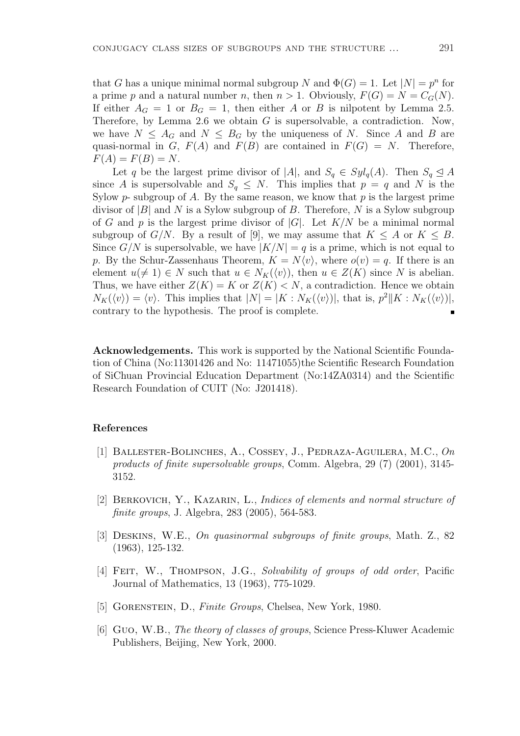that $G$ has a unique minimal normal subgroup $N$ and $\Phi(G) = 1$. Let $|N| = p^n$ for a prime $p$ and a natural number $n$, then $n > 1$. Obviously, $F(G) = N = C_G(N)$. If either $A_G = 1$ or $B_G = 1$, then either $A$ or $B$ is nilpotent by Lemma 2.5. Therefore, by Lemma 2.6 we obtain $G$ is supersolvable, a contradiction. Now, we have $N \leq A_G$ and $N \leq B_G$ by the uniqueness of $N$. Since $A$ and $B$ are quasi-normal in $G$, $F(A)$ and $F(B)$ are contained in $F(G) = N$. Therefore, $F(A) = F(B) = N$.

Let $q$ be the largest prime divisor of $|A|$, and $S_q \in Syl_q(A)$. Then $S_q \trianglelefteq A$ since $A$ is supersolvable and $S_q \leq N$. This implies that $p = q$ and $N$ is the Sylow $p$- subgroup of $A$. By the same reason, we know that $p$ is the largest prime divisor of $|B|$ and $N$ is a Sylow subgroup of $B$. Therefore, $N$ is a Sylow subgroup of $G$ and $p$ is the largest prime divisor of $|G|$. Let $K/N$ be a minimal normal subgroup of $G/N$. By a result of [9], we may assume that $K \leq A$ or $K \leq B$. Since $G/N$ is supersolvable, we have $|K/N| = q$ is a prime, which is not equal to $p$. By the Schur-Zassenhaus Theorem, $K = N\langle v\rangle$, where $o(v) = q$. If there is an element $u(\neq 1) \in N$ such that $u \in N_K(\langle v\rangle)$, then $u \in Z(K)$ since $N$ is abelian. Thus, we have either $Z(K) = K$ or $Z(K) < N$, a contradiction. Hence we obtain $N_K(\langle v\rangle) = \langle v\rangle$. This implies that $|N| = |K : N_K(\langle v\rangle)|$, that is, $p^2 \| K : N_K(\langle v\rangle)|$, contrary to the hypothesis. The proof is complete. ∎

**Acknowledgements.** This work is supported by the National Scientific Foundation of China (No:11301426 and No: 11471055)the Scientific Research Foundation of SiChuan Provincial Education Department (No:14ZA0314) and the Scientific Research Foundation of CUIT (No: J201418).

## References

[1] Ballester-Bolinches, A., Cossey, J., Pedraza-Aguilera, M.C., *On products of finite supersolvable groups*, Comm. Algebra, 29 (7) (2001), 3145-3152.

[2] Berkovich, Y., Kazarin, L., *Indices of elements and normal structure of finite groups*, J. Algebra, 283 (2005), 564-583.

[3] Deskins, W.E., *On quasinormal subgroups of finite groups*, Math. Z., 82 (1963), 125-132.

[4] Feit, W., Thompson, J.G., *Solvability of groups of odd order*, Pacific Journal of Mathematics, 13 (1963), 775-1029.

[5] Gorenstein, D., *Finite Groups*, Chelsea, New York, 1980.

[6] Guo, W.B., *The theory of classes of groups*, Science Press-Kluwer Academic Publishers, Beijing, New York, 2000.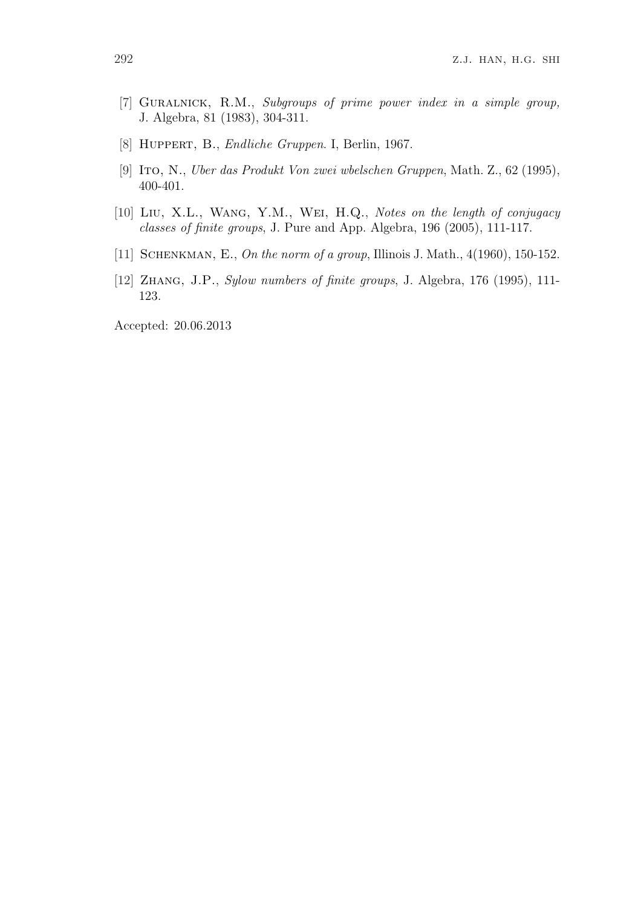[7] Guralnick, R.M., *Subgroups of prime power index in a simple group,* J. Algebra, 81 (1983), 304-311.

[8] Huppert, B., *Endliche Gruppen*. I, Berlin, 1967.

[9] Ito, N., *Uber das Produkt Von zwei wbelschen Gruppen*, Math. Z., 62 (1995), 400-401.

[10] Liu, X.L., Wang, Y.M., Wei, H.Q., *Notes on the length of conjugacy classes of finite groups*, J. Pure and App. Algebra, 196 (2005), 111-117.

[11] Schenkman, E., *On the norm of a group*, Illinois J. Math., 4(1960), 150-152.

[12] Zhang, J.P., *Sylow numbers of finite groups*, J. Algebra, 176 (1995), 111-123.

Accepted: 20.06.2013